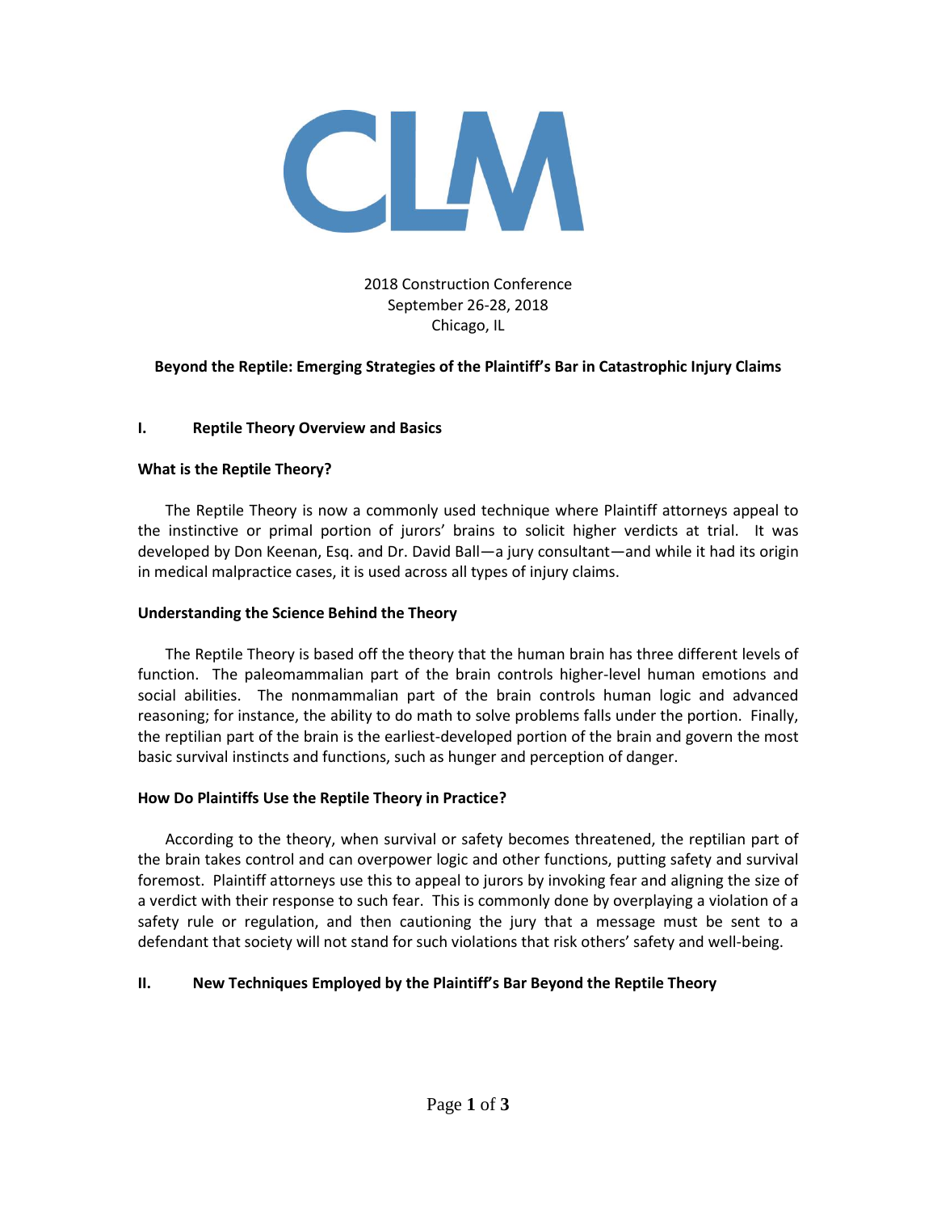CLM

2018 Construction Conference
September 26-28, 2018
Chicago, IL

# Beyond the Reptile: Emerging Strategies of the Plaintiff's Bar in Catastrophic Injury Claims

## I. Reptile Theory Overview and Basics

### What is the Reptile Theory?

The Reptile Theory is now a commonly used technique where Plaintiff attorneys appeal to the instinctive or primal portion of jurors' brains to solicit higher verdicts at trial. It was developed by Don Keenan, Esq. and Dr. David Ball—a jury consultant—and while it had its origin in medical malpractice cases, it is used across all types of injury claims.

### Understanding the Science Behind the Theory

The Reptile Theory is based off the theory that the human brain has three different levels of function. The paleomammalian part of the brain controls higher-level human emotions and social abilities. The nonmammalian part of the brain controls human logic and advanced reasoning; for instance, the ability to do math to solve problems falls under the portion. Finally, the reptilian part of the brain is the earliest-developed portion of the brain and govern the most basic survival instincts and functions, such as hunger and perception of danger.

### How Do Plaintiffs Use the Reptile Theory in Practice?

According to the theory, when survival or safety becomes threatened, the reptilian part of the brain takes control and can overpower logic and other functions, putting safety and survival foremost. Plaintiff attorneys use this to appeal to jurors by invoking fear and aligning the size of a verdict with their response to such fear. This is commonly done by overplaying a violation of a safety rule or regulation, and then cautioning the jury that a message must be sent to a defendant that society will not stand for such violations that risk others' safety and well-being.

## II. New Techniques Employed by the Plaintiff's Bar Beyond the Reptile Theory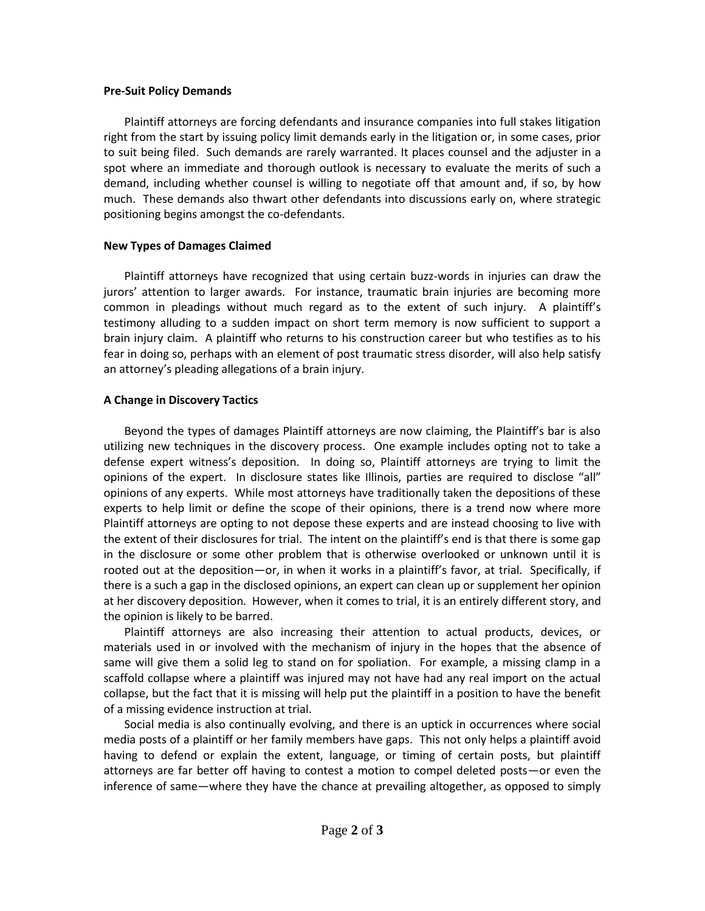**Pre-Suit Policy Demands**

Plaintiff attorneys are forcing defendants and insurance companies into full stakes litigation right from the start by issuing policy limit demands early in the litigation or, in some cases, prior to suit being filed. Such demands are rarely warranted. It places counsel and the adjuster in a spot where an immediate and thorough outlook is necessary to evaluate the merits of such a demand, including whether counsel is willing to negotiate off that amount and, if so, by how much. These demands also thwart other defendants into discussions early on, where strategic positioning begins amongst the co-defendants.

**New Types of Damages Claimed**

Plaintiff attorneys have recognized that using certain buzz-words in injuries can draw the jurors' attention to larger awards. For instance, traumatic brain injuries are becoming more common in pleadings without much regard as to the extent of such injury. A plaintiff's testimony alluding to a sudden impact on short term memory is now sufficient to support a brain injury claim. A plaintiff who returns to his construction career but who testifies as to his fear in doing so, perhaps with an element of post traumatic stress disorder, will also help satisfy an attorney's pleading allegations of a brain injury.

**A Change in Discovery Tactics**

Beyond the types of damages Plaintiff attorneys are now claiming, the Plaintiff's bar is also utilizing new techniques in the discovery process. One example includes opting not to take a defense expert witness's deposition. In doing so, Plaintiff attorneys are trying to limit the opinions of the expert. In disclosure states like Illinois, parties are required to disclose "all" opinions of any experts. While most attorneys have traditionally taken the depositions of these experts to help limit or define the scope of their opinions, there is a trend now where more Plaintiff attorneys are opting to not depose these experts and are instead choosing to live with the extent of their disclosures for trial. The intent on the plaintiff's end is that there is some gap in the disclosure or some other problem that is otherwise overlooked or unknown until it is rooted out at the deposition—or, in when it works in a plaintiff's favor, at trial. Specifically, if there is a such a gap in the disclosed opinions, an expert can clean up or supplement her opinion at her discovery deposition. However, when it comes to trial, it is an entirely different story, and the opinion is likely to be barred.

Plaintiff attorneys are also increasing their attention to actual products, devices, or materials used in or involved with the mechanism of injury in the hopes that the absence of same will give them a solid leg to stand on for spoliation. For example, a missing clamp in a scaffold collapse where a plaintiff was injured may not have had any real import on the actual collapse, but the fact that it is missing will help put the plaintiff in a position to have the benefit of a missing evidence instruction at trial.

Social media is also continually evolving, and there is an uptick in occurrences where social media posts of a plaintiff or her family members have gaps. This not only helps a plaintiff avoid having to defend or explain the extent, language, or timing of certain posts, but plaintiff attorneys are far better off having to contest a motion to compel deleted posts—or even the inference of same—where they have the chance at prevailing altogether, as opposed to simply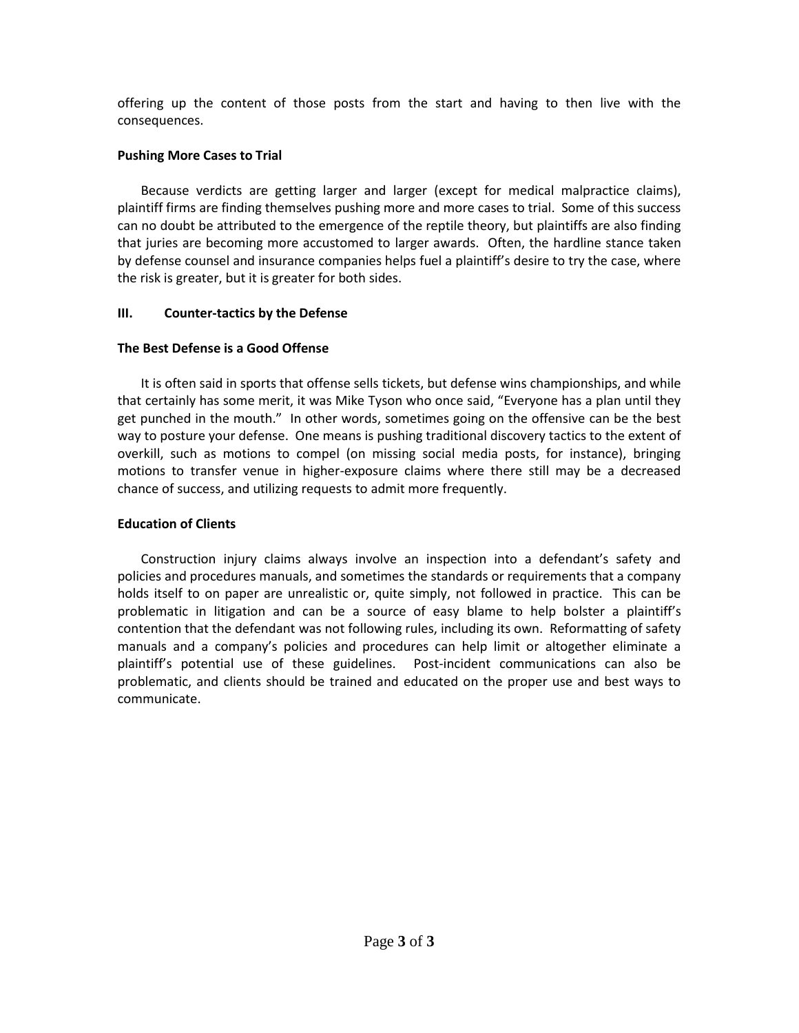offering up the content of those posts from the start and having to then live with the consequences.

**Pushing More Cases to Trial**

Because verdicts are getting larger and larger (except for medical malpractice claims), plaintiff firms are finding themselves pushing more and more cases to trial. Some of this success can no doubt be attributed to the emergence of the reptile theory, but plaintiffs are also finding that juries are becoming more accustomed to larger awards. Often, the hardline stance taken by defense counsel and insurance companies helps fuel a plaintiff's desire to try the case, where the risk is greater, but it is greater for both sides.

## III. Counter-tactics by the Defense

**The Best Defense is a Good Offense**

It is often said in sports that offense sells tickets, but defense wins championships, and while that certainly has some merit, it was Mike Tyson who once said, "Everyone has a plan until they get punched in the mouth." In other words, sometimes going on the offensive can be the best way to posture your defense. One means is pushing traditional discovery tactics to the extent of overkill, such as motions to compel (on missing social media posts, for instance), bringing motions to transfer venue in higher-exposure claims where there still may be a decreased chance of success, and utilizing requests to admit more frequently.

**Education of Clients**

Construction injury claims always involve an inspection into a defendant's safety and policies and procedures manuals, and sometimes the standards or requirements that a company holds itself to on paper are unrealistic or, quite simply, not followed in practice. This can be problematic in litigation and can be a source of easy blame to help bolster a plaintiff's contention that the defendant was not following rules, including its own. Reformatting of safety manuals and a company's policies and procedures can help limit or altogether eliminate a plaintiff's potential use of these guidelines. Post-incident communications can also be problematic, and clients should be trained and educated on the proper use and best ways to communicate.